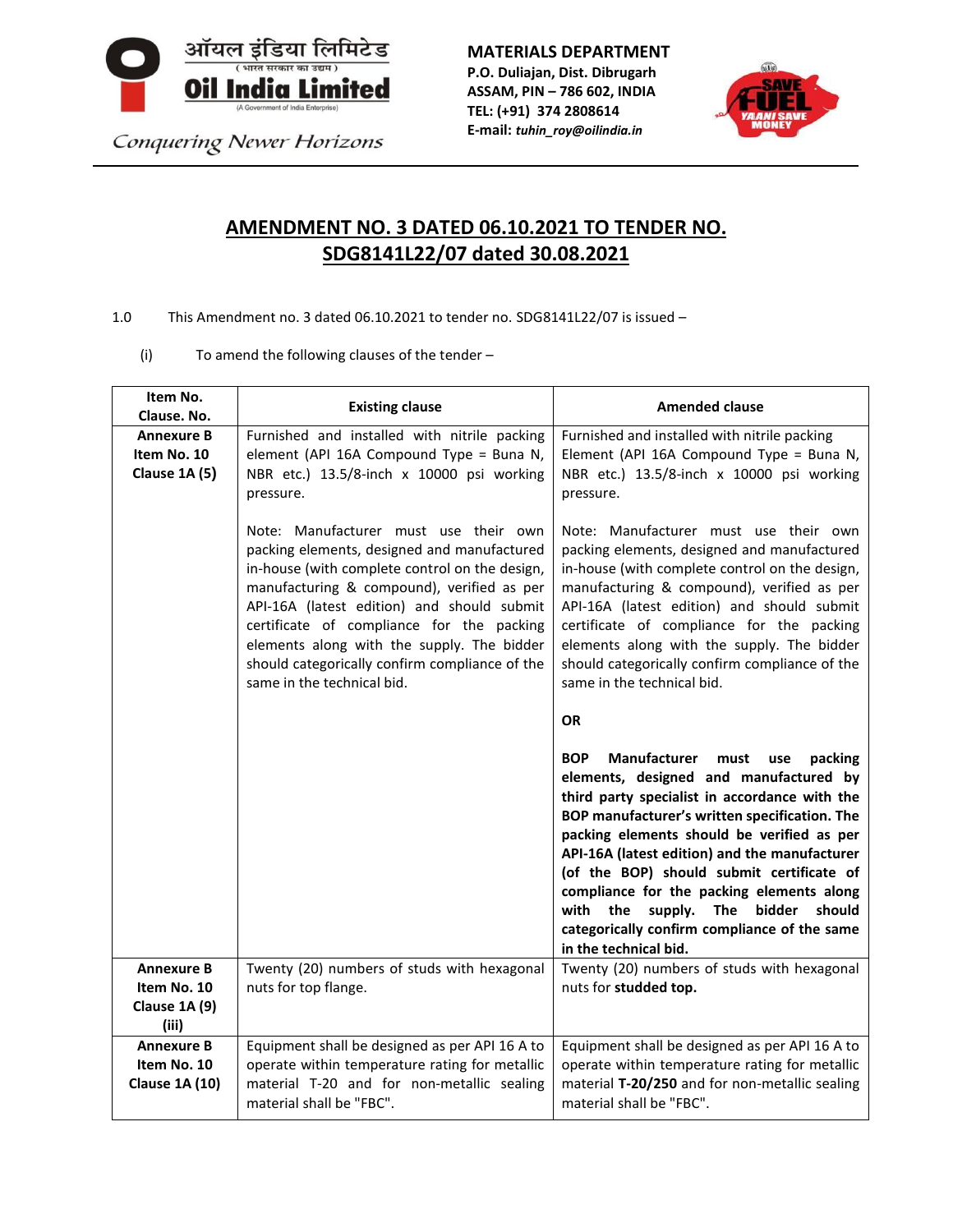ऑयल इंडिया लिमिटेड
( भारत सरकार का उद्यम )
**Oil India Limited**
(A Government of India Enterprise)

*Conquering Newer Horizons*

**MATERIALS DEPARTMENT**
**P.O. Duliajan, Dist. Dibrugarh**
**ASSAM, PIN – 786 602, INDIA**
**TEL: (+91) 374 2808614**
**E-mail:** ***tuhin_roy@oilindia.in***

# AMENDMENT NO. 3 DATED 06.10.2021 TO TENDER NO. SDG8141L22/07 dated 30.08.2021

1.0 This Amendment no. 3 dated 06.10.2021 to tender no. SDG8141L22/07 is issued –

(i) To amend the following clauses of the tender –

| Item No. Clause. No. | Existing clause | Amended clause |
|---|---|---|
| **Annexure B Item No. 10 Clause 1A (5)** | Furnished and installed with nitrile packing element (API 16A Compound Type = Buna N, NBR etc.) 13.5/8-inch x 10000 psi working pressure.<br><br>Note: Manufacturer must use their own packing elements, designed and manufactured in-house (with complete control on the design, manufacturing & compound), verified as per API-16A (latest edition) and should submit certificate of compliance for the packing elements along with the supply. The bidder should categorically confirm compliance of the same in the technical bid. | Furnished and installed with nitrile packing Element (API 16A Compound Type = Buna N, NBR etc.) 13.5/8-inch x 10000 psi working pressure.<br><br>Note: Manufacturer must use their own packing elements, designed and manufactured in-house (with complete control on the design, manufacturing & compound), verified as per API-16A (latest edition) and should submit certificate of compliance for the packing elements along with the supply. The bidder should categorically confirm compliance of the same in the technical bid.<br><br>**OR**<br><br>**BOP Manufacturer must use packing elements, designed and manufactured by third party specialist in accordance with the BOP manufacturer's written specification. The packing elements should be verified as per API-16A (latest edition) and the manufacturer (of the BOP) should submit certificate of compliance for the packing elements along with the supply. The bidder should categorically confirm compliance of the same in the technical bid.** |
| **Annexure B Item No. 10 Clause 1A (9) (iii)** | Twenty (20) numbers of studs with hexagonal nuts for top flange. | Twenty (20) numbers of studs with hexagonal nuts for **studded top.** |
| **Annexure B Item No. 10 Clause 1A (10)** | Equipment shall be designed as per API 16 A to operate within temperature rating for metallic material T-20 and for non-metallic sealing material shall be "FBC". | Equipment shall be designed as per API 16 A to operate within temperature rating for metallic material **T-20/250** and for non-metallic sealing material shall be "FBC". |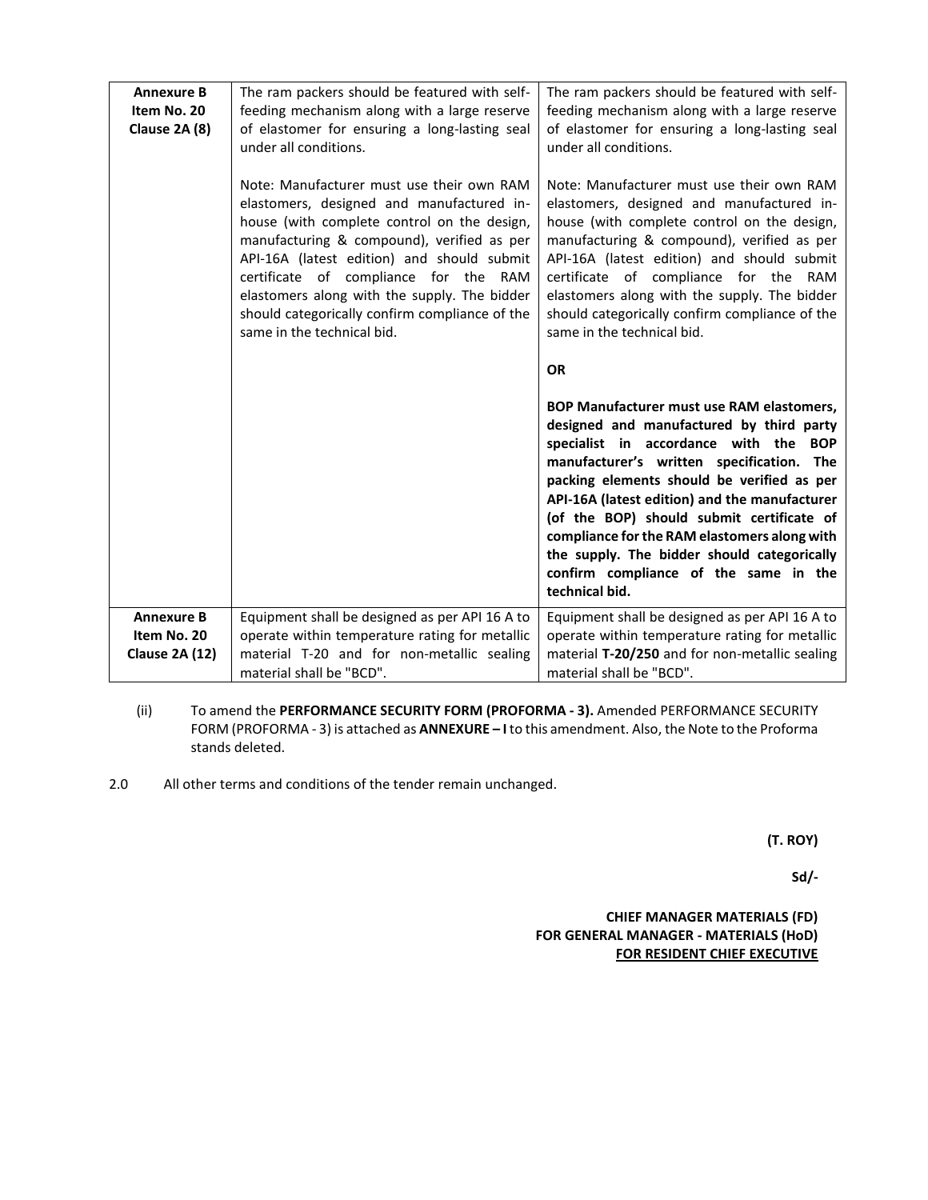| | | |
|---|---|---|
| **Annexure B Item No. 20 Clause 2A (8)** | The ram packers should be featured with self-feeding mechanism along with a large reserve of elastomer for ensuring a long-lasting seal under all conditions.<br><br>Note: Manufacturer must use their own RAM elastomers, designed and manufactured in-house (with complete control on the design, manufacturing & compound), verified as per API-16A (latest edition) and should submit certificate of compliance for the RAM elastomers along with the supply. The bidder should categorically confirm compliance of the same in the technical bid. | The ram packers should be featured with self-feeding mechanism along with a large reserve of elastomer for ensuring a long-lasting seal under all conditions.<br><br>Note: Manufacturer must use their own RAM elastomers, designed and manufactured in-house (with complete control on the design, manufacturing & compound), verified as per API-16A (latest edition) and should submit certificate of compliance for the RAM elastomers along with the supply. The bidder should categorically confirm compliance of the same in the technical bid.<br><br>**OR**<br><br>**BOP Manufacturer must use RAM elastomers, designed and manufactured by third party specialist in accordance with the BOP manufacturer's written specification. The packing elements should be verified as per API-16A (latest edition) and the manufacturer (of the BOP) should submit certificate of compliance for the RAM elastomers along with the supply. The bidder should categorically confirm compliance of the same in the technical bid.** |
| **Annexure B Item No. 20 Clause 2A (12)** | Equipment shall be designed as per API 16 A to operate within temperature rating for metallic material T-20 and for non-metallic sealing material shall be "BCD". | Equipment shall be designed as per API 16 A to operate within temperature rating for metallic material **T-20/250** and for non-metallic sealing material shall be "BCD". |

(ii) To amend the **PERFORMANCE SECURITY FORM (PROFORMA - 3).** Amended PERFORMANCE SECURITY FORM (PROFORMA - 3) is attached as **ANNEXURE – I** to this amendment. Also, the Note to the Proforma stands deleted.

2.0 All other terms and conditions of the tender remain unchanged.

**(T. ROY)**

**Sd/-**

**CHIEF MANAGER MATERIALS (FD)**
**FOR GENERAL MANAGER - MATERIALS (HoD)**
**FOR RESIDENT CHIEF EXECUTIVE**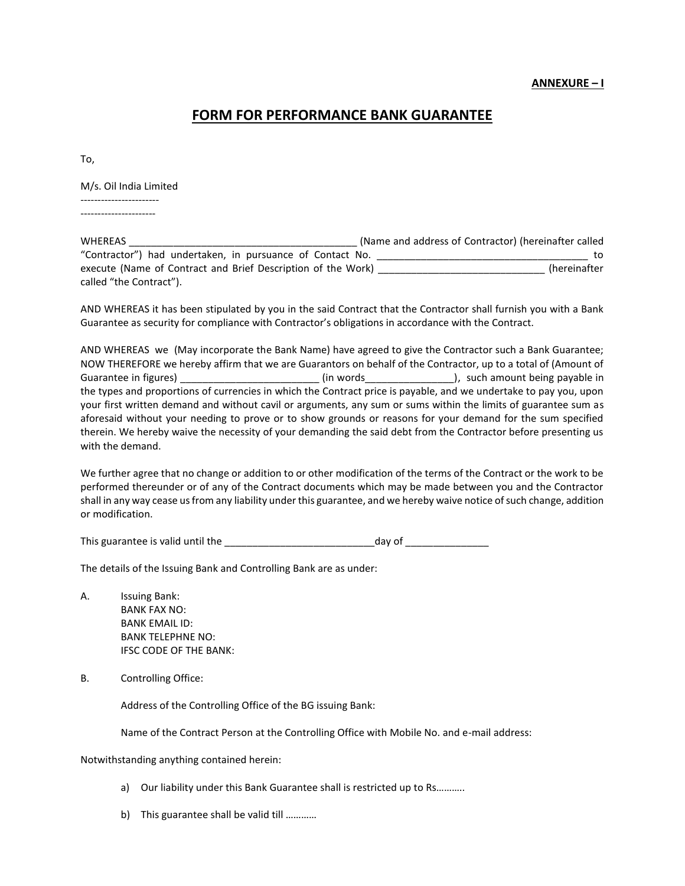**ANNEXURE – I**

# FORM FOR PERFORMANCE BANK GUARANTEE

To,

M/s. Oil India Limited
-----------------------
----------------------

WHEREAS __________________________________________ (Name and address of Contractor) (hereinafter called "Contractor") had undertaken, in pursuance of Contact No. _______________________________________ to execute (Name of Contract and Brief Description of the Work) ______________________________ (hereinafter called "the Contract").

AND WHEREAS it has been stipulated by you in the said Contract that the Contractor shall furnish you with a Bank Guarantee as security for compliance with Contractor's obligations in accordance with the Contract.

AND WHEREAS we (May incorporate the Bank Name) have agreed to give the Contractor such a Bank Guarantee; NOW THEREFORE we hereby affirm that we are Guarantors on behalf of the Contractor, up to a total of (Amount of Guarantee in figures) _________________________ (in words________________), such amount being payable in the types and proportions of currencies in which the Contract price is payable, and we undertake to pay you, upon your first written demand and without cavil or arguments, any sum or sums within the limits of guarantee sum as aforesaid without your needing to prove or to show grounds or reasons for your demand for the sum specified therein. We hereby waive the necessity of your demanding the said debt from the Contractor before presenting us with the demand.

We further agree that no change or addition to or other modification of the terms of the Contract or the work to be performed thereunder or of any of the Contract documents which may be made between you and the Contractor shall in any way cease us from any liability under this guarantee, and we hereby waive notice of such change, addition or modification.

This guarantee is valid until the ___________________________day of _______________

The details of the Issuing Bank and Controlling Bank are as under:

A. Issuing Bank:
   BANK FAX NO:
   BANK EMAIL ID:
   BANK TELEPHNE NO:
   IFSC CODE OF THE BANK:

B. Controlling Office:

   Address of the Controlling Office of the BG issuing Bank:

   Name of the Contract Person at the Controlling Office with Mobile No. and e-mail address:

Notwithstanding anything contained herein:

a) Our liability under this Bank Guarantee shall is restricted up to Rs……….

b) This guarantee shall be valid till …………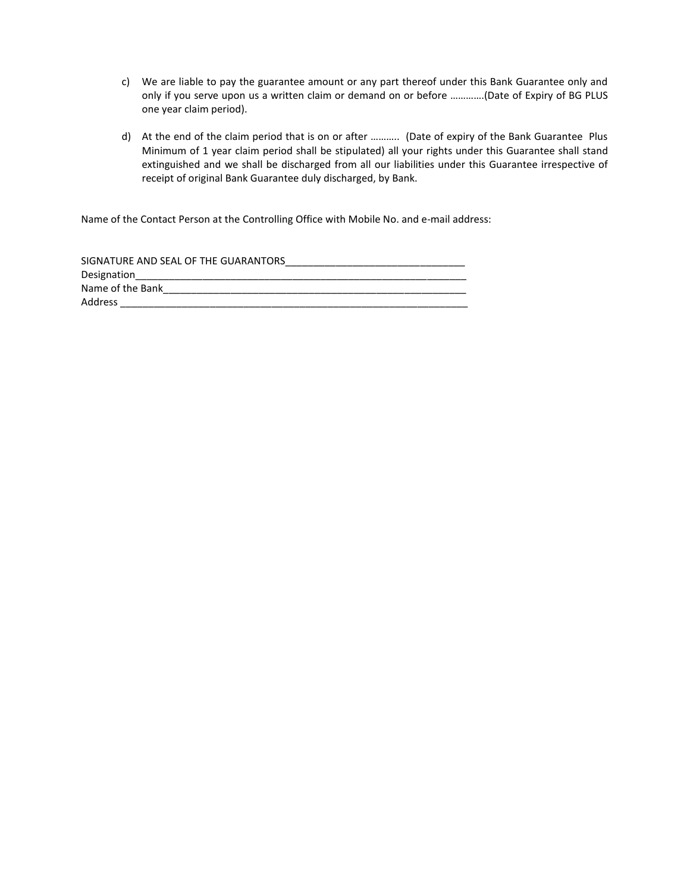c) We are liable to pay the guarantee amount or any part thereof under this Bank Guarantee only and only if you serve upon us a written claim or demand on or before ………….(Date of Expiry of BG PLUS one year claim period).

d) At the end of the claim period that is on or after ……….. (Date of expiry of the Bank Guarantee Plus Minimum of 1 year claim period shall be stipulated) all your rights under this Guarantee shall stand extinguished and we shall be discharged from all our liabilities under this Guarantee irrespective of receipt of original Bank Guarantee duly discharged, by Bank.

Name of the Contact Person at the Controlling Office with Mobile No. and e-mail address:

SIGNATURE AND SEAL OF THE GUARANTORS________________________________
Designation___________________________________________________________
Name of the Bank______________________________________________________
Address ______________________________________________________________